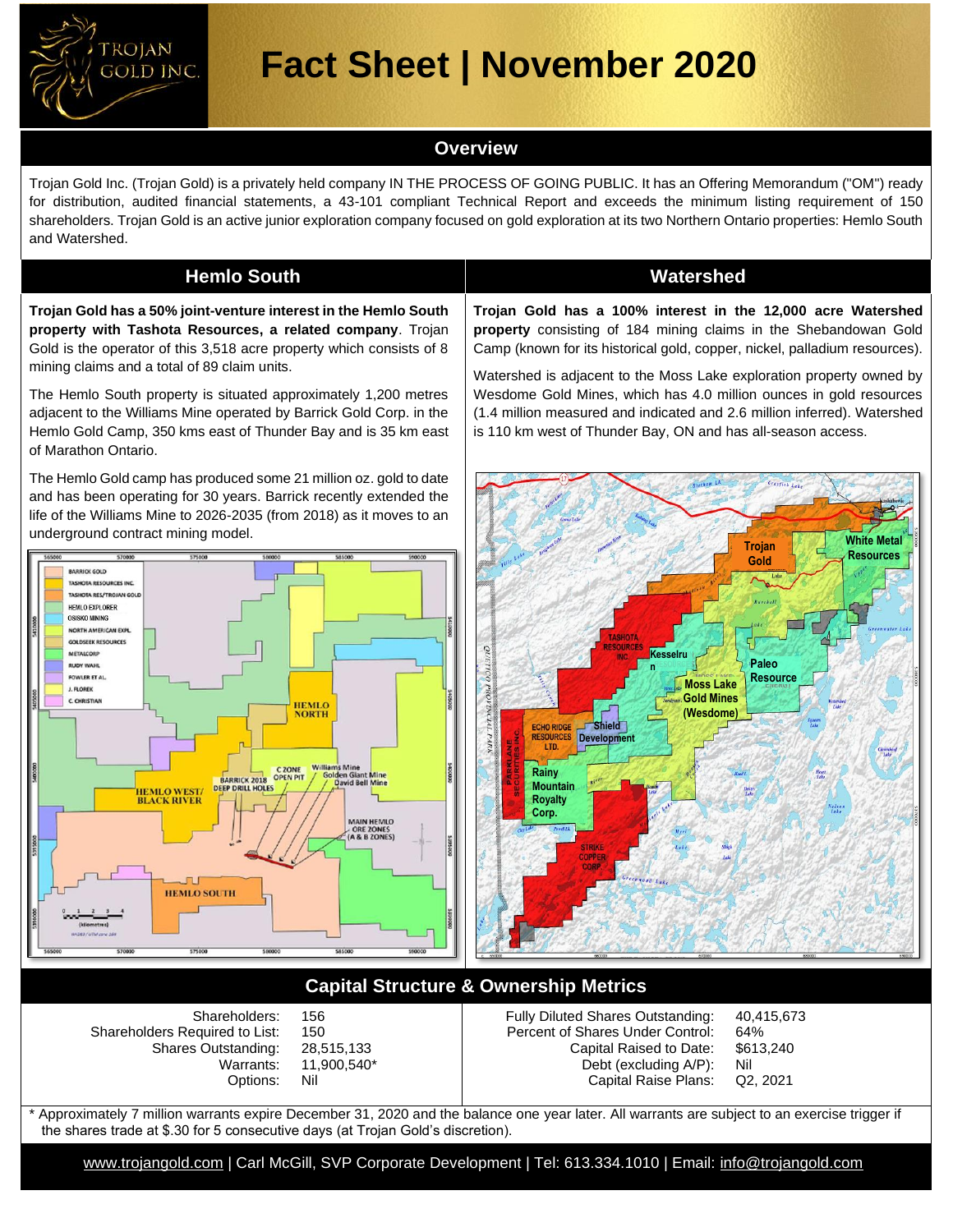# Fact Sheet | November 2020

## Overview

Trojan Gold Inc. (Trojan Gold) is a privately held company IN THE PROCESS OF GOING PUBLIC. It has an Offering Memorandum ("OM") ready for distribution, audited financial statements, a 43-101 compliant Technical Report and exceeds the minimum listing requirement of 150 shareholders. Trojan Gold is an active junior exploration company focused on gold exploration at its two Northern Ontario properties: Hemlo South and Watershed.

## Hemlo South

**Trojan Gold has a 50% joint-venture interest in the Hemlo South property with Tashota Resources, a related company**. Trojan Gold is the operator of this 3,518 acre property which consists of 8 mining claims and a total of 89 claim units.

The Hemlo South property is situated approximately 1,200 metres adjacent to the Williams Mine operated by Barrick Gold Corp. in the Hemlo Gold Camp, 350 kms east of Thunder Bay and is 35 km east of Marathon Ontario.

The Hemlo Gold camp has produced some 21 million oz. gold to date and has been operating for 30 years. Barrick recently extended the life of the Williams Mine to 2026-2035 (from 2018) as it moves to an underground contract mining model.

## Watershed

**Trojan Gold has a 100% interest in the 12,000 acre Watershed property** consisting of 184 mining claims in the Shebandowan Gold Camp (known for its historical gold, copper, nickel, palladium resources).

Watershed is adjacent to the Moss Lake exploration property owned by Wesdome Gold Mines, which has 4.0 million ounces in gold resources (1.4 million measured and indicated and 2.6 million inferred). Watershed is 110 km west of Thunder Bay, ON and has all-season access.

## Capital Structure & Ownership Metrics

| | |
|---|---|
| Shareholders: | 156 |
| Shareholders Required to List: | 150 |
| Shares Outstanding: | 28,515,133 |
| Warrants: | 11,900,540* |
| Options: | Nil |

| | |
|---|---|
| Fully Diluted Shares Outstanding: | 40,415,673 |
| Percent of Shares Under Control: | 64% |
| Capital Raised to Date: | $613,240 |
| Debt (excluding A/P): | Nil |
| Capital Raise Plans: | Q2, 2021 |

\* Approximately 7 million warrants expire December 31, 2020 and the balance one year later. All warrants are subject to an exercise trigger if the shares trade at $.30 for 5 consecutive days (at Trojan Gold's discretion).

www.trojangold.com | Carl McGill, SVP Corporate Development | Tel: 613.334.1010 | Email: info@trojangold.com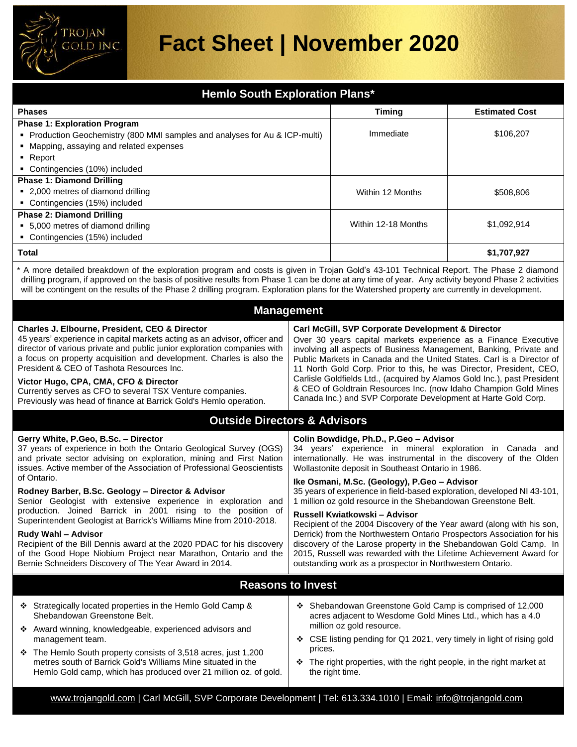# Fact Sheet | November 2020

## Hemlo South Exploration Plans*

| Phases | Timing | Estimated Cost |
|---|---|---|
| **Phase 1: Exploration Program**<br>▪ Production Geochemistry (800 MMI samples and analyses for Au & ICP-multi)<br>▪ Mapping, assaying and related expenses<br>▪ Report<br>▪ Contingencies (10%) included | Immediate | $106,207 |
| **Phase 1: Diamond Drilling**<br>▪ 2,000 metres of diamond drilling<br>▪ Contingencies (15%) included | Within 12 Months | $508,806 |
| **Phase 2: Diamond Drilling**<br>▪ 5,000 metres of diamond drilling<br>▪ Contingencies (15%) included | Within 12-18 Months | $1,092,914 |
| **Total** | | **$1,707,927** |

* A more detailed breakdown of the exploration program and costs is given in Trojan Gold's 43-101 Technical Report. The Phase 2 diamond drilling program, if approved on the basis of positive results from Phase 1 can be done at any time of year. Any activity beyond Phase 2 activities will be contingent on the results of the Phase 2 drilling program. Exploration plans for the Watershed property are currently in development.

## Management

**Charles J. Elbourne, President, CEO & Director**
45 years' experience in capital markets acting as an advisor, officer and director of various private and public junior exploration companies with a focus on property acquisition and development. Charles is also the President & CEO of Tashota Resources Inc.

**Victor Hugo, CPA, CMA, CFO & Director**
Currently serves as CFO to several TSX Venture companies. Previously was head of finance at Barrick Gold's Hemlo operation.

**Carl McGill, SVP Corporate Development & Director**
Over 30 years capital markets experience as a Finance Executive involving all aspects of Business Management, Banking, Private and Public Markets in Canada and the United States. Carl is a Director of 11 North Gold Corp. Prior to this, he was Director, President, CEO, Carlisle Goldfields Ltd., (acquired by Alamos Gold Inc.), past President & CEO of Goldtrain Resources Inc. (now Idaho Champion Gold Mines Canada Inc.) and SVP Corporate Development at Harte Gold Corp.

## Outside Directors & Advisors

**Gerry White, P.Geo, B.Sc. – Director**
37 years of experience in both the Ontario Geological Survey (OGS) and private sector advising on exploration, mining and First Nation issues. Active member of the Association of Professional Geoscientists of Ontario.

**Rodney Barber, B.Sc. Geology – Director & Advisor**
Senior Geologist with extensive experience in exploration and production. Joined Barrick in 2001 rising to the position of Superintendent Geologist at Barrick's Williams Mine from 2010-2018.

**Rudy Wahl – Advisor**
Recipient of the Bill Dennis award at the 2020 PDAC for his discovery of the Good Hope Niobium Project near Marathon, Ontario and the Bernie Schneiders Discovery of The Year Award in 2014.

**Colin Bowdidge, Ph.D., P.Geo – Advisor**
34 years' experience in mineral exploration in Canada and internationally. He was instrumental in the discovery of the Olden Wollastonite deposit in Southeast Ontario in 1986.

**Ike Osmani, M.Sc. (Geology), P.Geo – Advisor**
35 years of experience in field-based exploration, developed NI 43-101, 1 million oz gold resource in the Shebandowan Greenstone Belt.

**Russell Kwiatkowski – Advisor**
Recipient of the 2004 Discovery of the Year award (along with his son, Derrick) from the Northwestern Ontario Prospectors Association for his discovery of the Larose property in the Shebandowan Gold Camp. In 2015, Russell was rewarded with the Lifetime Achievement Award for outstanding work as a prospector in Northwestern Ontario.

## Reasons to Invest

- Strategically located properties in the Hemlo Gold Camp & Shebandowan Greenstone Belt.
- Award winning, knowledgeable, experienced advisors and management team.
- The Hemlo South property consists of 3,518 acres, just 1,200 metres south of Barrick Gold's Williams Mine situated in the Hemlo Gold camp, which has produced over 21 million oz. of gold.
- Shebandowan Greenstone Gold Camp is comprised of 12,000 acres adjacent to Wesdome Gold Mines Ltd., which has a 4.0 million oz gold resource.
- CSE listing pending for Q1 2021, very timely in light of rising gold prices.
- The right properties, with the right people, in the right market at the right time.

www.trojangold.com | Carl McGill, SVP Corporate Development | Tel: 613.334.1010 | Email: info@trojangold.com